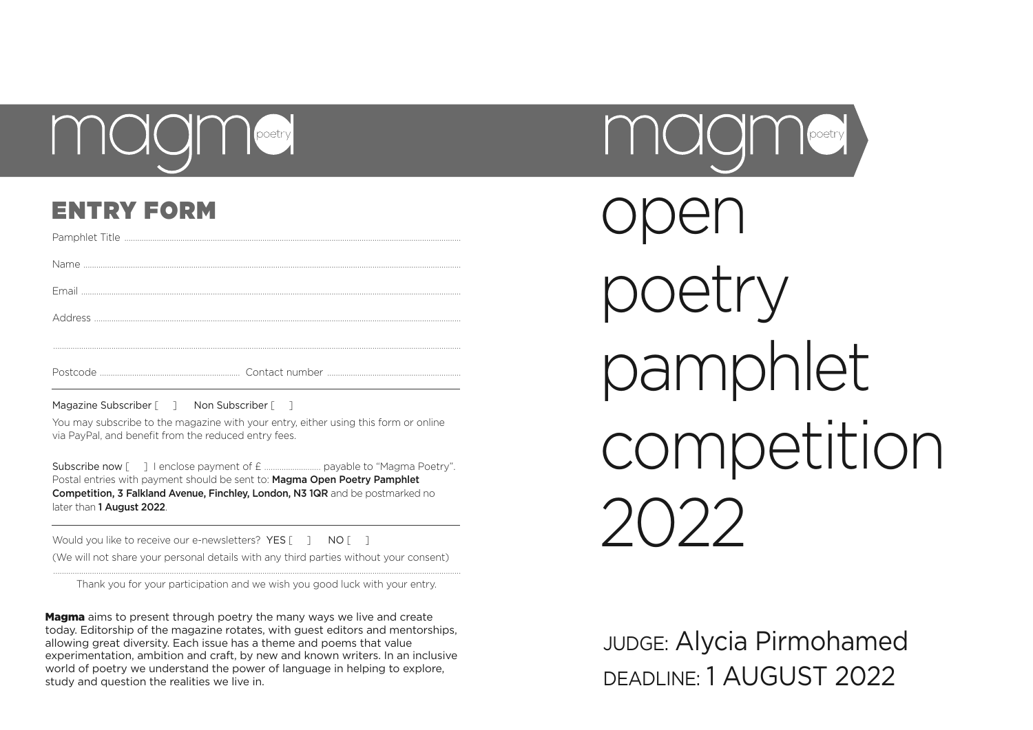magma poetry

## ENTRY FORM

Pamphlet Title ..........................................................................................................................

Name ..........................................................................................................................

Email ..........................................................................................................................

Address ..........................................................................................................................

..........................................................................................................................

Postcode .................................................. Contact number ..................................................

Magazine Subscriber [ ] Non Subscriber [ ]

You may subscribe to the magazine with your entry, either using this form or online via PayPal, and benefit from the reduced entry fees.

Subscribe now [ ] I enclose payment of £ .......................... payable to "Magma Poetry". Postal entries with payment should be sent to: **Magma Open Poetry Pamphlet Competition, 3 Falkland Avenue, Finchley, London, N3 1QR** and be postmarked no later than **1 August 2022**.

Would you like to receive our e-newsletters? YES [ ] NO [ ]

(We will not share your personal details with any third parties without your consent)

Thank you for your participation and we wish you good luck with your entry.

**Magma** aims to present through poetry the many ways we live and create today. Editorship of the magazine rotates, with guest editors and mentorships, allowing great diversity. Each issue has a theme and poems that value experimentation, ambition and craft, by new and known writers. In an inclusive world of poetry we understand the power of language in helping to explore, study and question the realities we live in.

magma poetry

# open poetry pamphlet competition 2022

JUDGE: Alycia Pirmohamed

DEADLINE: 1 AUGUST 2022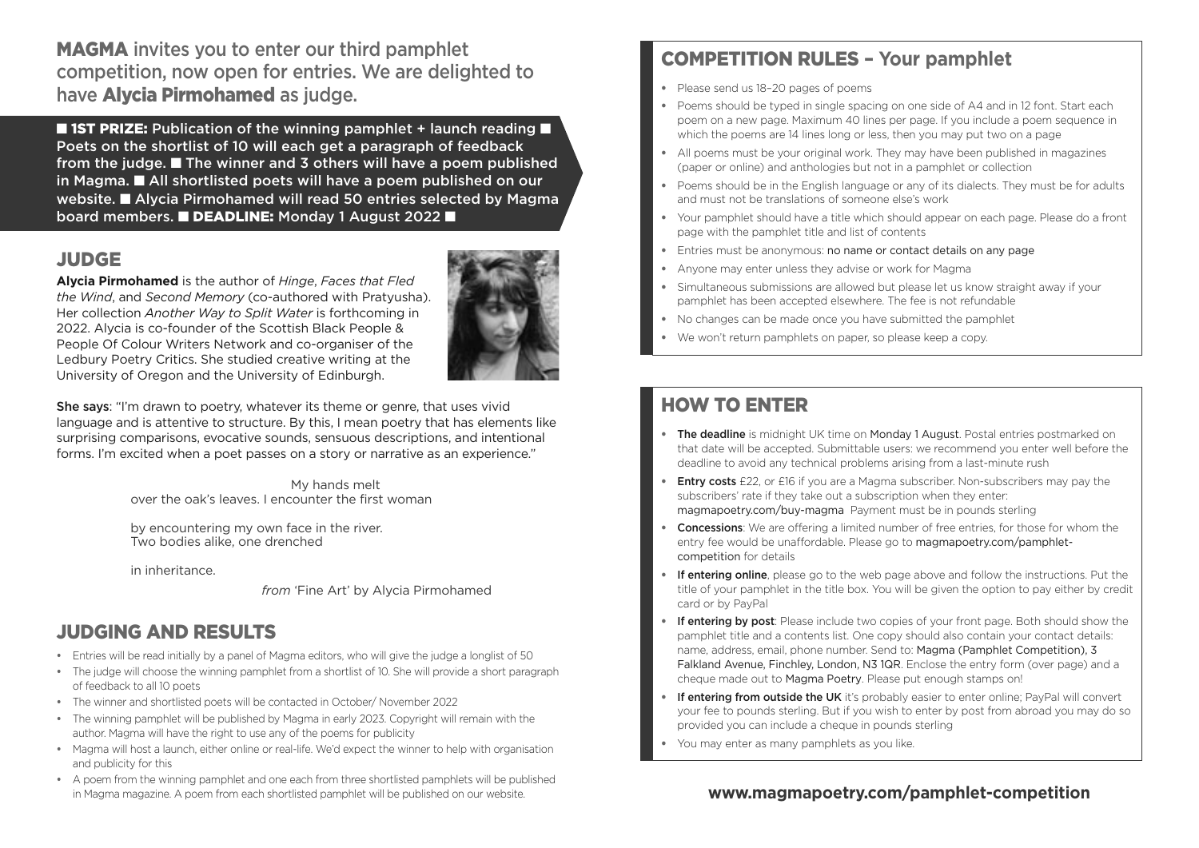**MAGMA** invites you to enter our third pamphlet competition, now open for entries. We are delighted to have **Alycia Pirmohamed** as judge.

■ **1ST PRIZE:** Publication of the winning pamphlet + launch reading ■ Poets on the shortlist of 10 will each get a paragraph of feedback from the judge. ■ The winner and 3 others will have a poem published in Magma. ■ All shortlisted poets will have a poem published on our website. ■ Alycia Pirmohamed will read 50 entries selected by Magma board members. ■ **DEADLINE:** Monday 1 August 2022 ■

## JUDGE

**Alycia Pirmohamed** is the author of *Hinge*, *Faces that Fled the Wind*, and *Second Memory* (co-authored with Pratyusha). Her collection *Another Way to Split Water* is forthcoming in 2022. Alycia is co-founder of the Scottish Black People & People Of Colour Writers Network and co-organiser of the Ledbury Poetry Critics. She studied creative writing at the University of Oregon and the University of Edinburgh.

She says: "I'm drawn to poetry, whatever its theme or genre, that uses vivid language and is attentive to structure. By this, I mean poetry that has elements like surprising comparisons, evocative sounds, sensuous descriptions, and intentional forms. I'm excited when a poet passes on a story or narrative as an experience."

My hands melt
over the oak's leaves. I encounter the first woman

by encountering my own face in the river.
Two bodies alike, one drenched

in inheritance.

*from* 'Fine Art' by Alycia Pirmohamed

## JUDGING AND RESULTS

- Entries will be read initially by a panel of Magma editors, who will give the judge a longlist of 50
- The judge will choose the winning pamphlet from a shortlist of 10. She will provide a short paragraph of feedback to all 10 poets
- The winner and shortlisted poets will be contacted in October/ November 2022
- The winning pamphlet will be published by Magma in early 2023. Copyright will remain with the author. Magma will have the right to use any of the poems for publicity
- Magma will host a launch, either online or real-life. We'd expect the winner to help with organisation and publicity for this
- A poem from the winning pamphlet and one each from three shortlisted pamphlets will be published in Magma magazine. A poem from each shortlisted pamphlet will be published on our website.

## COMPETITION RULES – Your pamphlet

- Please send us 18–20 pages of poems
- Poems should be typed in single spacing on one side of A4 and in 12 font. Start each poem on a new page. Maximum 40 lines per page. If you include a poem sequence in which the poems are 14 lines long or less, then you may put two on a page
- All poems must be your original work. They may have been published in magazines (paper or online) and anthologies but not in a pamphlet or collection
- Poems should be in the English language or any of its dialects. They must be for adults and must not be translations of someone else's work
- Your pamphlet should have a title which should appear on each page. Please do a front page with the pamphlet title and list of contents
- Entries must be anonymous: no name or contact details on any page
- Anyone may enter unless they advise or work for Magma
- Simultaneous submissions are allowed but please let us know straight away if your pamphlet has been accepted elsewhere. The fee is not refundable
- No changes can be made once you have submitted the pamphlet
- We won't return pamphlets on paper, so please keep a copy.

## HOW TO ENTER

- **The deadline** is midnight UK time on Monday 1 August. Postal entries postmarked on that date will be accepted. Submittable users: we recommend you enter well before the deadline to avoid any technical problems arising from a last-minute rush
- **Entry costs** £22, or £16 if you are a Magma subscriber. Non-subscribers may pay the subscribers' rate if they take out a subscription when they enter: magmapoetry.com/buy-magma Payment must be in pounds sterling
- **Concessions**: We are offering a limited number of free entries, for those for whom the entry fee would be unaffordable. Please go to magmapoetry.com/pamphlet-competition for details
- **If entering online**, please go to the web page above and follow the instructions. Put the title of your pamphlet in the title box. You will be given the option to pay either by credit card or by PayPal
- **If entering by post**: Please include two copies of your front page. Both should show the pamphlet title and a contents list. One copy should also contain your contact details: name, address, email, phone number. Send to: Magma (Pamphlet Competition), 3 Falkland Avenue, Finchley, London, N3 1QR. Enclose the entry form (over page) and a cheque made out to Magma Poetry. Please put enough stamps on!
- **If entering from outside the UK** it's probably easier to enter online; PayPal will convert your fee to pounds sterling. But if you wish to enter by post from abroad you may do so provided you can include a cheque in pounds sterling
- You may enter as many pamphlets as you like.

**www.magmapoetry.com/pamphlet-competition**